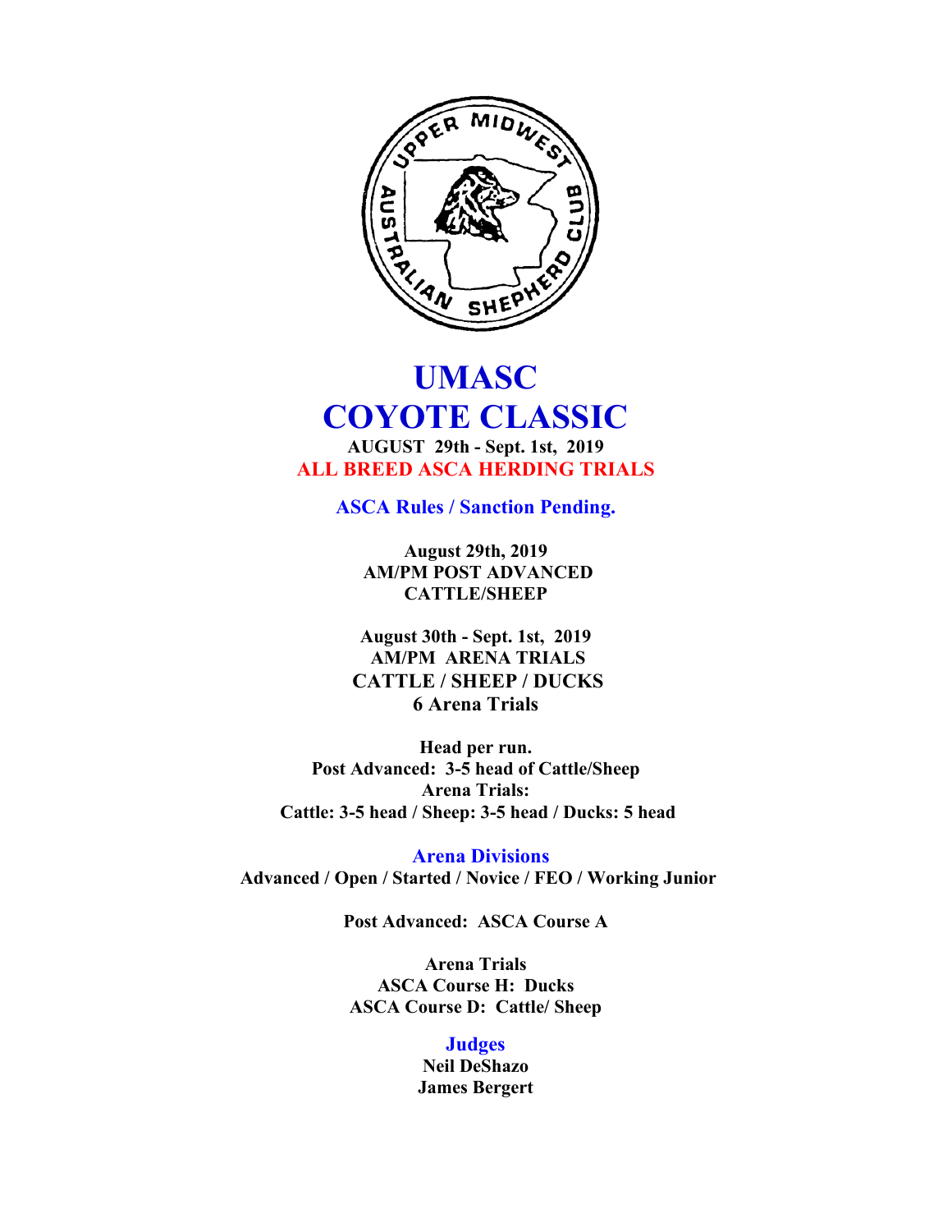# UMASC
# COYOTE CLASSIC

**AUGUST 29th - Sept. 1st, 2019**

**ALL BREED ASCA HERDING TRIALS**

**ASCA Rules / Sanction Pending.**

**August 29th, 2019**
**AM/PM POST ADVANCED**
**CATTLE/SHEEP**

**August 30th - Sept. 1st, 2019**
**AM/PM ARENA TRIALS**
**CATTLE / SHEEP / DUCKS**
**6 Arena Trials**

**Head per run.**
**Post Advanced: 3-5 head of Cattle/Sheep**
**Arena Trials:**
**Cattle: 3-5 head / Sheep: 3-5 head / Ducks: 5 head**

## Arena Divisions

**Advanced / Open / Started / Novice / FEO / Working Junior**

**Post Advanced: ASCA Course A**

**Arena Trials**
**ASCA Course H: Ducks**
**ASCA Course D: Cattle/ Sheep**

## Judges

**Neil DeShazo**
**James Bergert**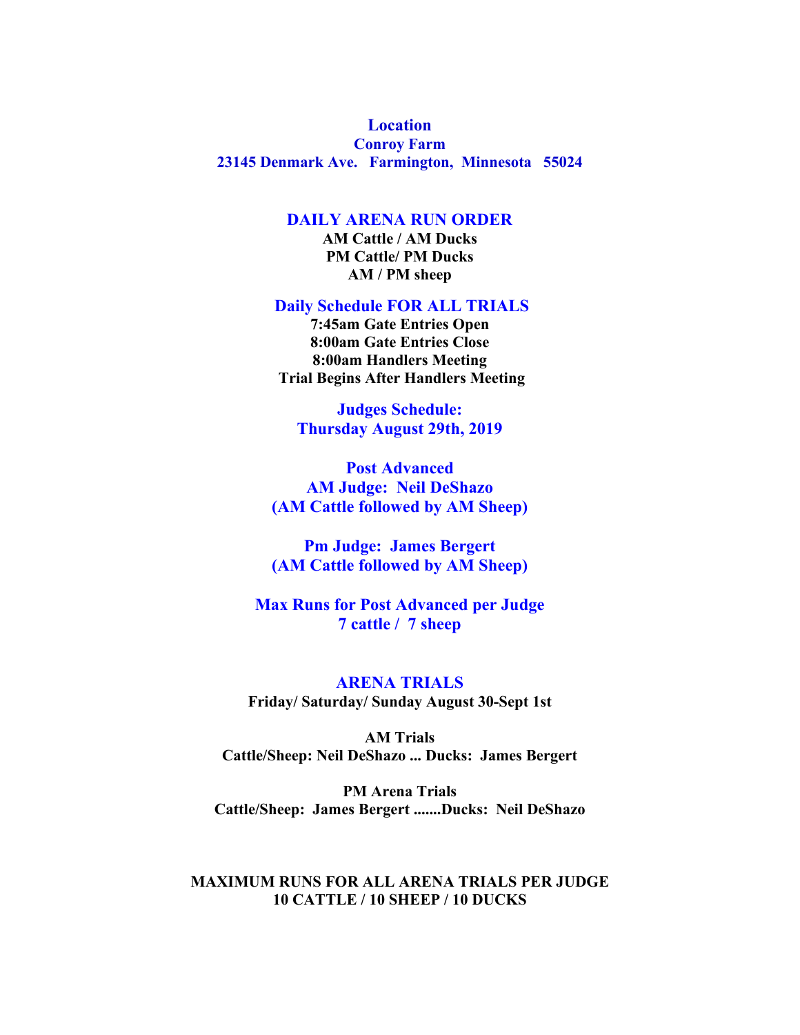## Location

**Conroy Farm**
**23145 Denmark Ave.   Farmington,  Minnesota   55024**

## DAILY ARENA RUN ORDER

**AM Cattle / AM Ducks**
**PM Cattle/ PM Ducks**
**AM / PM sheep**

## Daily Schedule FOR ALL TRIALS

**7:45am Gate Entries Open**
**8:00am Gate Entries Close**
**8:00am Handlers Meeting**
**Trial Begins After Handlers Meeting**

## Judges Schedule:
## Thursday August 29th, 2019

**Post Advanced**
**AM Judge:  Neil DeShazo**
**(AM Cattle followed by AM Sheep)**

**Pm Judge:  James Bergert**
**(AM Cattle followed by AM Sheep)**

**Max Runs for Post Advanced per Judge**
**7 cattle /  7 sheep**

## ARENA TRIALS

**Friday/ Saturday/ Sunday August 30-Sept 1st**

**AM Trials**
**Cattle/Sheep: Neil DeShazo ... Ducks:  James Bergert**

**PM Arena Trials**
**Cattle/Sheep:  James Bergert .......Ducks:  Neil DeShazo**

**MAXIMUM RUNS FOR ALL ARENA TRIALS PER JUDGE**
**10 CATTLE / 10 SHEEP / 10 DUCKS**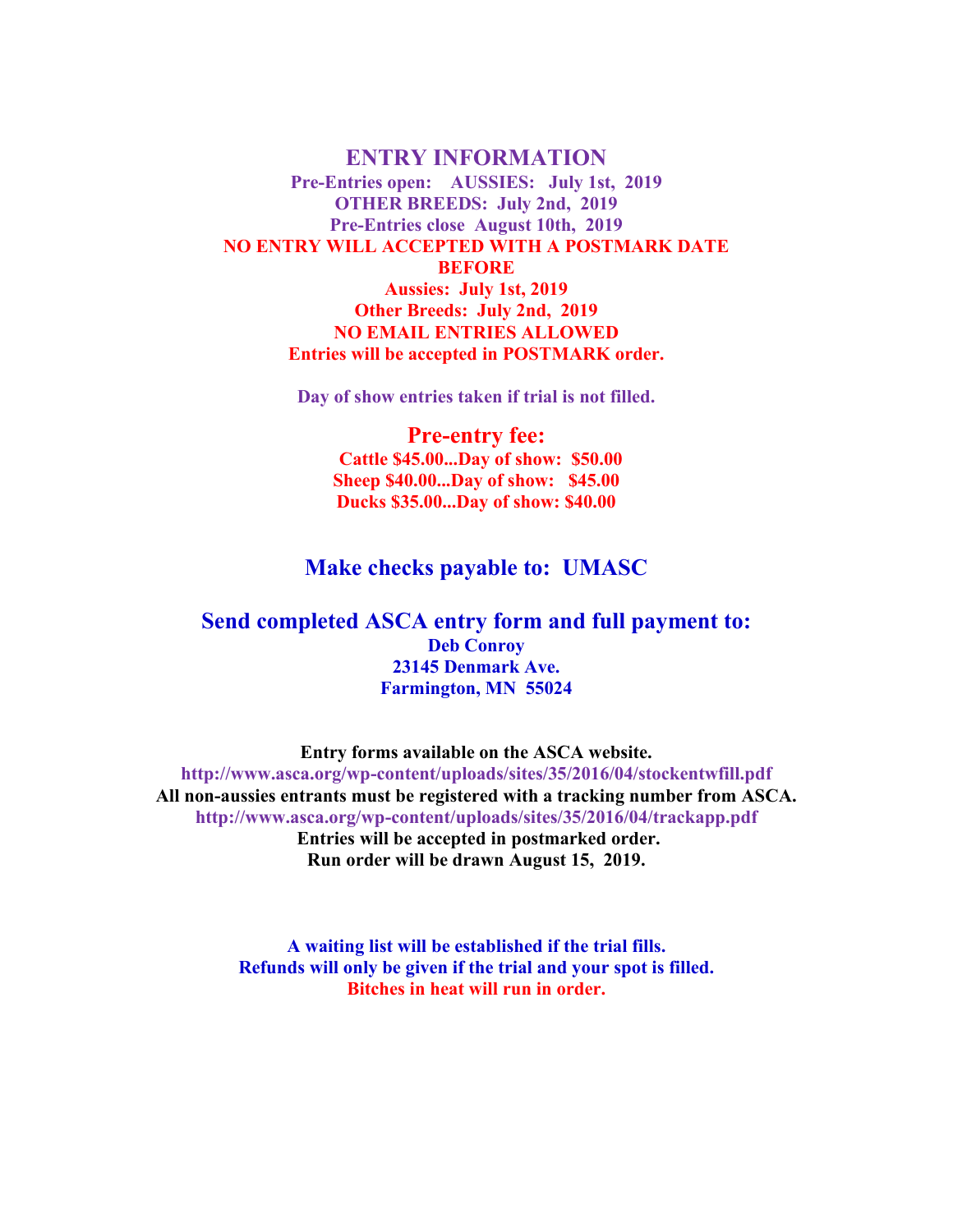# ENTRY INFORMATION

**Pre-Entries open: AUSSIES: July 1st, 2019**
**OTHER BREEDS: July 2nd, 2019**
**Pre-Entries close August 10th, 2019**

**NO ENTRY WILL ACCEPTED WITH A POSTMARK DATE BEFORE**
**Aussies: July 1st, 2019**
**Other Breeds: July 2nd, 2019**
**NO EMAIL ENTRIES ALLOWED**
**Entries will be accepted in POSTMARK order.**

**Day of show entries taken if trial is not filled.**

## Pre-entry fee:

**Cattle $45.00...Day of show: $50.00**
**Sheep $40.00...Day of show: $45.00**
**Ducks $35.00...Day of show: $40.00**

## Make checks payable to: UMASC

## Send completed ASCA entry form and full payment to:

**Deb Conroy**
**23145 Denmark Ave.**
**Farmington, MN 55024**

**Entry forms available on the ASCA website.**
**http://www.asca.org/wp-content/uploads/sites/35/2016/04/stockentwfill.pdf**
**All non-aussies entrants must be registered with a tracking number from ASCA.**
**http://www.asca.org/wp-content/uploads/sites/35/2016/04/trackapp.pdf**
**Entries will be accepted in postmarked order.**
**Run order will be drawn August 15, 2019.**

**A waiting list will be established if the trial fills.**
**Refunds will only be given if the trial and your spot is filled.**
**Bitches in heat will run in order.**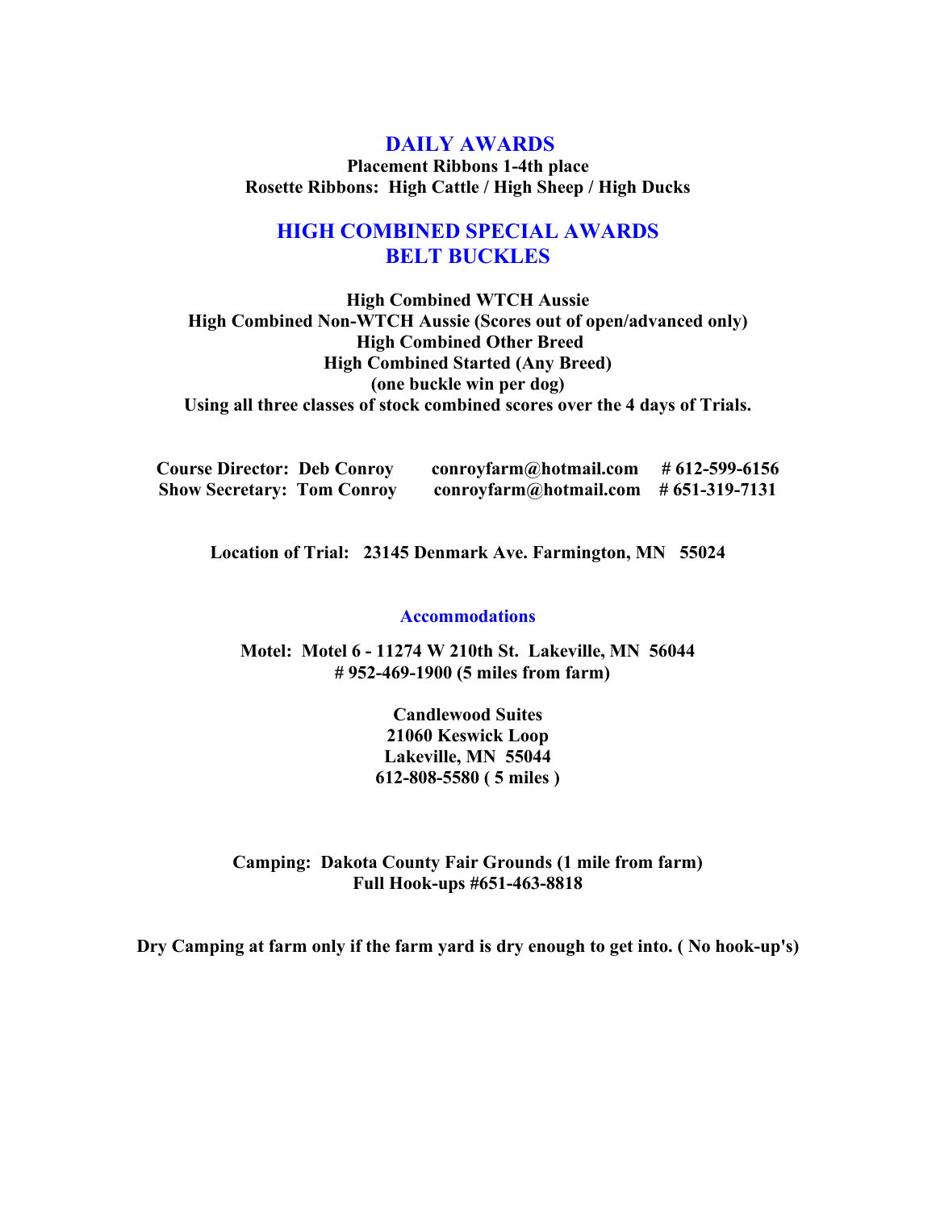## DAILY AWARDS

**Placement Ribbons 1-4th place**
**Rosette Ribbons: High Cattle / High Sheep / High Ducks**

## HIGH COMBINED SPECIAL AWARDS
## BELT BUCKLES

**High Combined WTCH Aussie**
**High Combined Non-WTCH Aussie (Scores out of open/advanced only)**
**High Combined Other Breed**
**High Combined Started (Any Breed)**
**(one buckle win per dog)**
**Using all three classes of stock combined scores over the 4 days of Trials.**

| | | |
|---|---|---|
| **Course Director: Deb Conroy** | **conroyfarm@hotmail.com** | **# 612-599-6156** |
| **Show Secretary: Tom Conroy** | **conroyfarm@hotmail.com** | **# 651-319-7131** |

**Location of Trial: 23145 Denmark Ave. Farmington, MN 55024**

### Accommodations

**Motel: Motel 6 - 11274 W 210th St. Lakeville, MN 56044**
**# 952-469-1900 (5 miles from farm)**

**Candlewood Suites**
**21060 Keswick Loop**
**Lakeville, MN 55044**
**612-808-5580 ( 5 miles )**

**Camping: Dakota County Fair Grounds (1 mile from farm)**
**Full Hook-ups #651-463-8818**

**Dry Camping at farm only if the farm yard is dry enough to get into. ( No hook-up's)**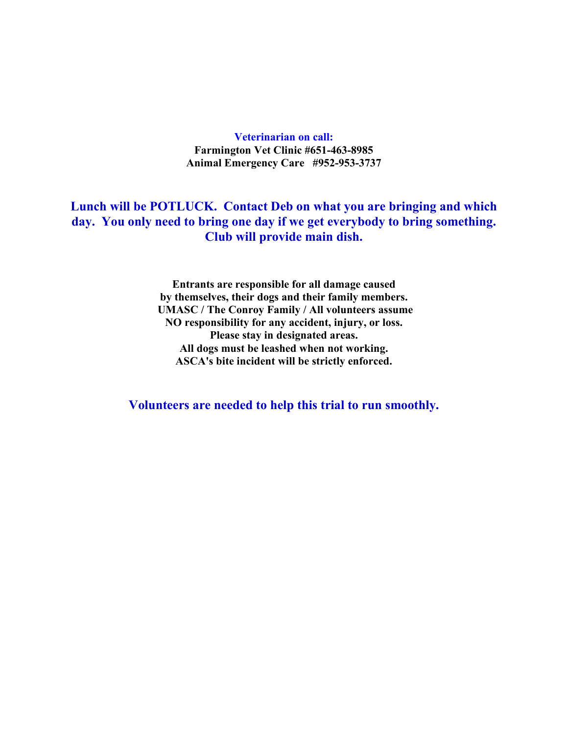**Veterinarian on call:**
**Farmington Vet Clinic #651-463-8985**
**Animal Emergency Care #952-953-3737**

**Lunch will be POTLUCK. Contact Deb on what you are bringing and which day. You only need to bring one day if we get everybody to bring something. Club will provide main dish.**

**Entrants are responsible for all damage caused by themselves, their dogs and their family members. UMASC / The Conroy Family / All volunteers assume NO responsibility for any accident, injury, or loss. Please stay in designated areas. All dogs must be leashed when not working. ASCA's bite incident will be strictly enforced.**

**Volunteers are needed to help this trial to run smoothly.**